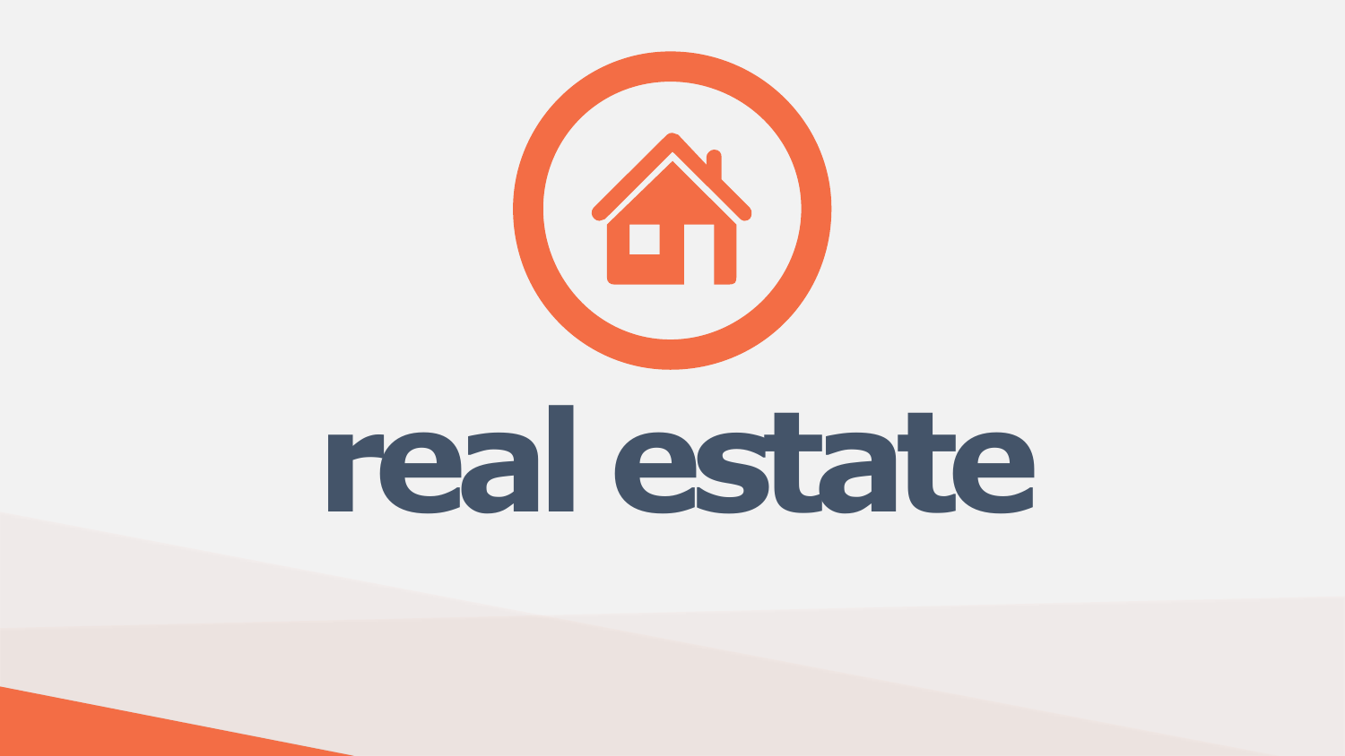# real estate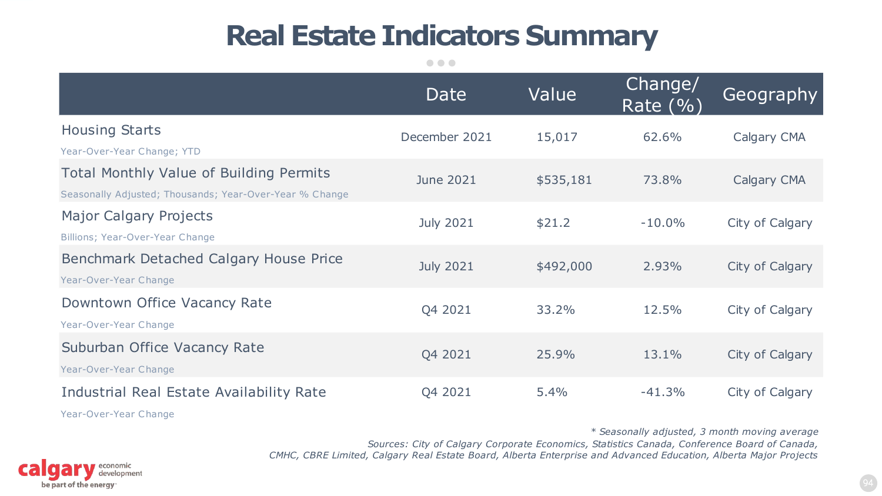# Real Estate Indicators Summary

| | Date | Value | Change/ Rate (%) | Geography |
|---|---|---|---|---|
| Housing Starts<br>Year-Over-Year Change; YTD | December 2021 | 15,017 | 62.6% | Calgary CMA |
| Total Monthly Value of Building Permits<br>Seasonally Adjusted; Thousands; Year-Over-Year % Change | June 2021 | $535,181 | 73.8% | Calgary CMA |
| Major Calgary Projects<br>Billions; Year-Over-Year Change | July 2021 | $21.2 | -10.0% | City of Calgary |
| Benchmark Detached Calgary House Price<br>Year-Over-Year Change | July 2021 | $492,000 | 2.93% | City of Calgary |
| Downtown Office Vacancy Rate<br>Year-Over-Year Change | Q4 2021 | 33.2% | 12.5% | City of Calgary |
| Suburban Office Vacancy Rate<br>Year-Over-Year Change | Q4 2021 | 25.9% | 13.1% | City of Calgary |
| Industrial Real Estate Availability Rate<br>Year-Over-Year Change | Q4 2021 | 5.4% | -41.3% | City of Calgary |

*\* Seasonally adjusted, 3 month moving average*

*Sources: City of Calgary Corporate Economics, Statistics Canada, Conference Board of Canada, CMHC, CBRE Limited, Calgary Real Estate Board, Alberta Enterprise and Advanced Education, Alberta Major Projects*

calgary economic development — be part of the energy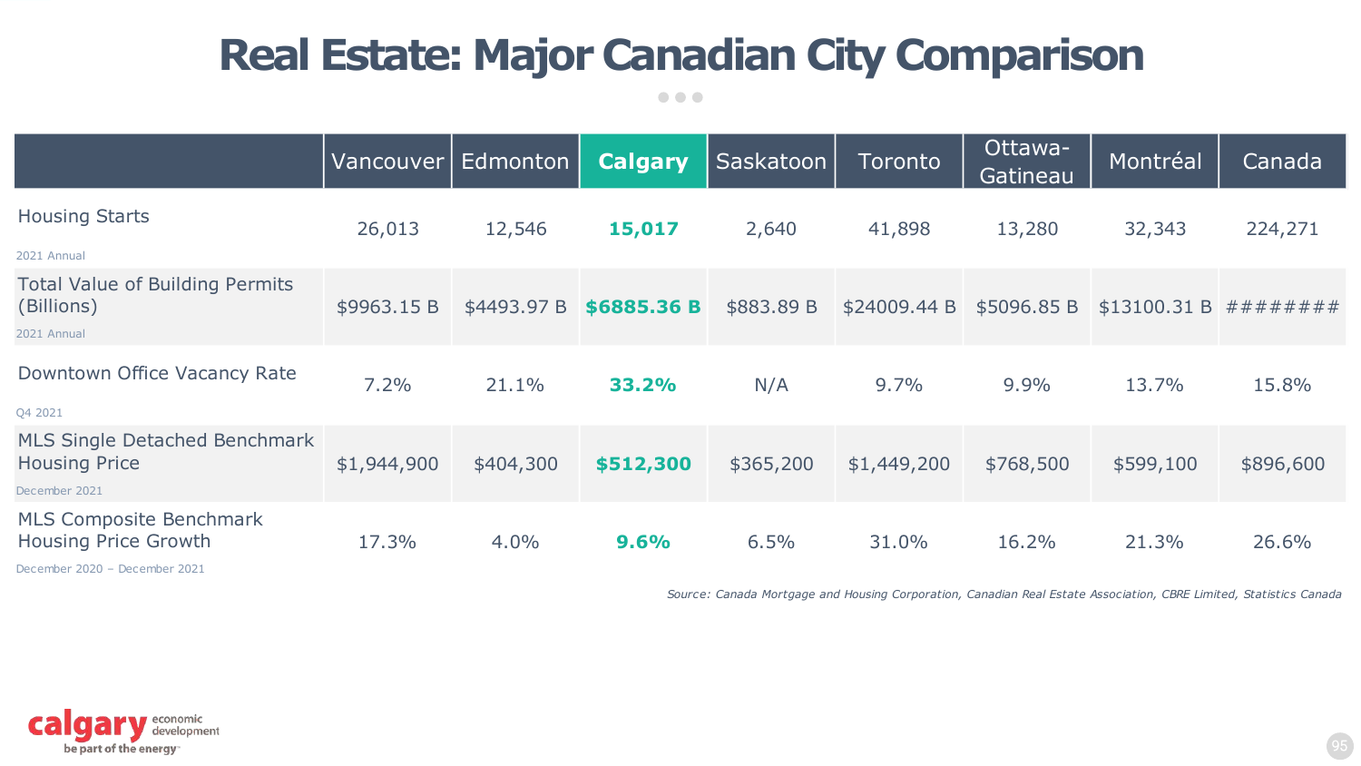# Real Estate: Major Canadian City Comparison

| | Vancouver | Edmonton | **Calgary** | Saskatoon | Toronto | Ottawa-Gatineau | Montréal | Canada |
|---|---|---|---|---|---|---|---|---|
| Housing Starts<br>2021 Annual | 26,013 | 12,546 | **15,017** | 2,640 | 41,898 | 13,280 | 32,343 | 224,271 |
| Total Value of Building Permits (Billions)<br>2021 Annual | $9963.15 B | $4493.97 B | **$6885.36 B** | $883.89 B | $24009.44 B | $5096.85 B | $13100.31 B | ######## |
| Downtown Office Vacancy Rate<br>Q4 2021 | 7.2% | 21.1% | **33.2%** | N/A | 9.7% | 9.9% | 13.7% | 15.8% |
| MLS Single Detached Benchmark Housing Price<br>December 2021 | $1,944,900 | $404,300 | **$512,300** | $365,200 | $1,449,200 | $768,500 | $599,100 | $896,600 |
| MLS Composite Benchmark Housing Price Growth<br>December 2020 – December 2021 | 17.3% | 4.0% | **9.6%** | 6.5% | 31.0% | 16.2% | 21.3% | 26.6% |

*Source: Canada Mortgage and Housing Corporation, Canadian Real Estate Association, CBRE Limited, Statistics Canada*

calgary economic development
be part of the energy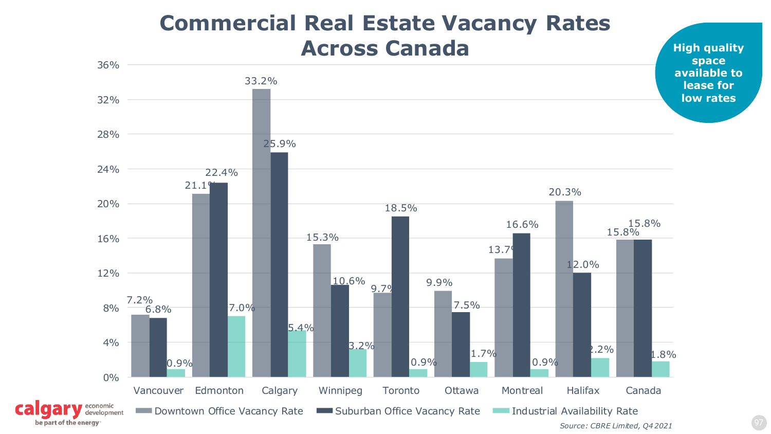# Commercial Real Estate Vacancy Rates Across Canada

**High quality space available to lease for low rates**

| | Downtown Office Vacancy Rate | Suburban Office Vacancy Rate | Industrial Availability Rate |
|---|---|---|---|
| Vancouver | 7.2% | 6.8% | 0.9% |
| Edmonton | 21.1% | 22.4% | 7.0% |
| Calgary | 33.2% | 25.9% | 5.4% |
| Winnipeg | 15.3% | 10.6% | 3.2% |
| Toronto | 9.7% | 18.5% | 0.9% |
| Ottawa | 9.9% | 7.5% | 1.7% |
| Montreal | 13.7% | 16.6% | 0.9% |
| Halifax | 20.3% | 12.0% | 2.2% |
| Canada | 15.8% | 15.8% | 1.8% |

*Source: CBRE Limited, Q4 2021*

calgary economic development
be part of the energy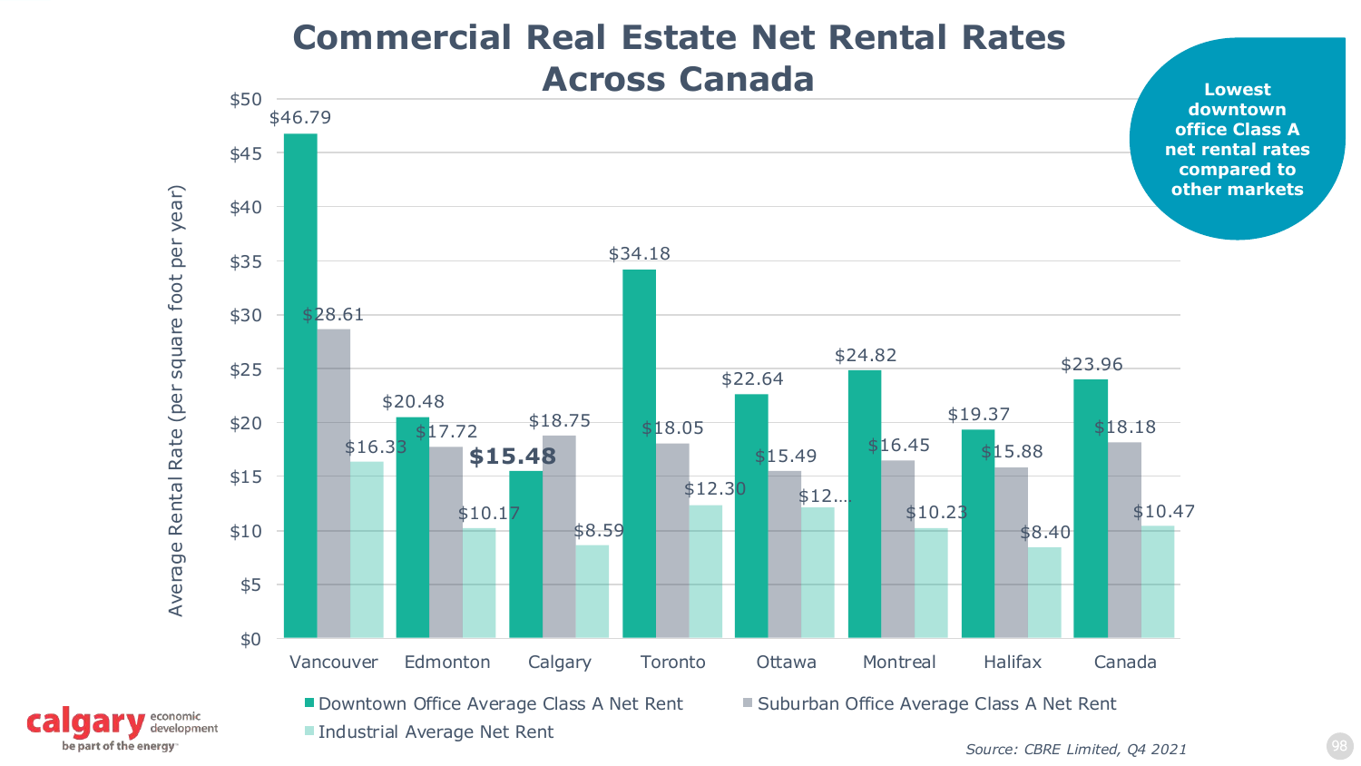# Commercial Real Estate Net Rental Rates Across Canada

**Lowest downtown office Class A net rental rates compared to other markets**

Average Rental Rate (per square foot per year)

| | Downtown Office Average Class A Net Rent | Suburban Office Average Class A Net Rent | Industrial Average Net Rent |
|---|---|---|---|
| Vancouver | $46.79 | $28.61 | $16.33 |
| Edmonton | $20.48 | $17.72 | $10.17 |
| Calgary | **$15.48** | $18.75 | $8.59 |
| Toronto | $34.18 | $18.05 | $12.30 |
| Ottawa | $22.64 | $15.49 | $12... |
| Montreal | $24.82 | $16.45 | $10.23 |
| Halifax | $19.37 | $15.88 | $8.40 |
| Canada | $23.96 | $18.18 | $10.47 |

*Source: CBRE Limited, Q4 2021*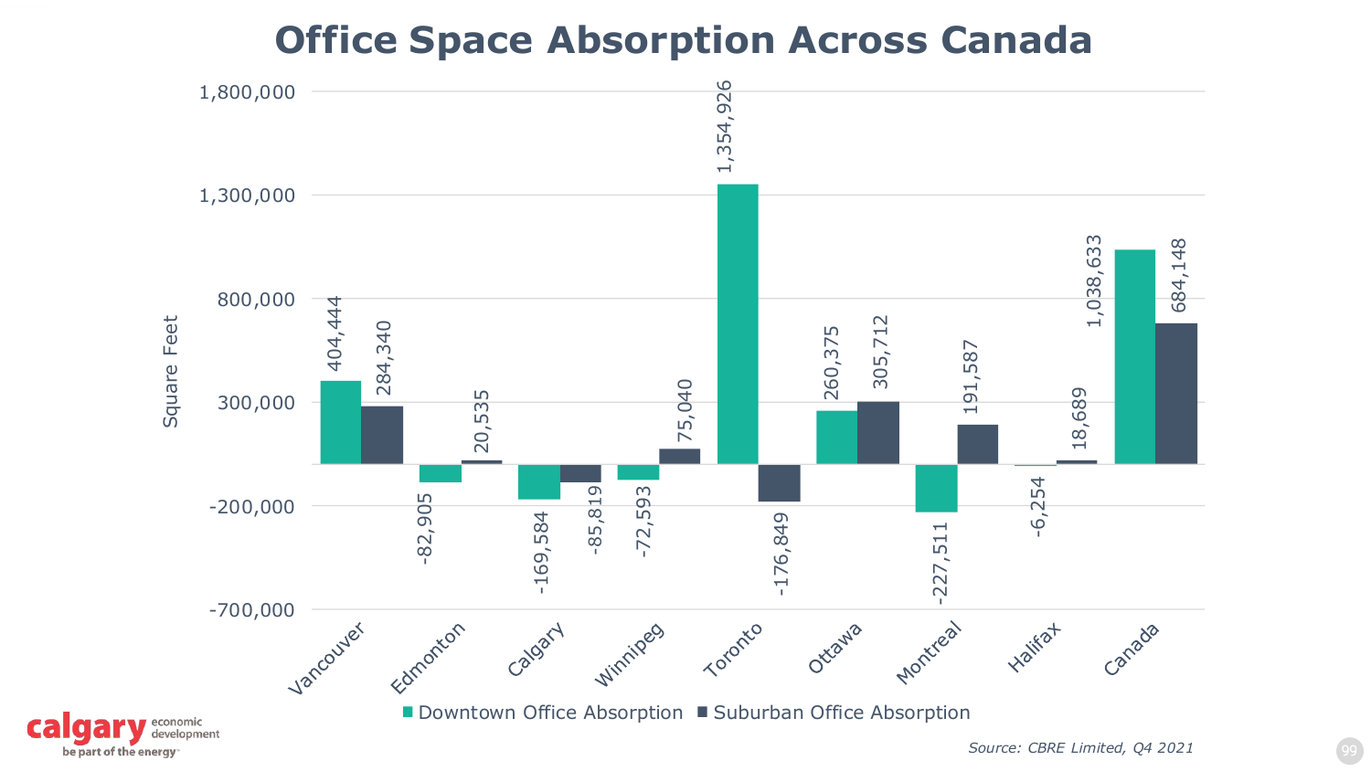# Office Space Absorption Across Canada

| | Downtown Office Absorption | Suburban Office Absorption |
|---|---|---|
| Vancouver | 404,444 | 284,340 |
| Edmonton | -82,905 | 20,535 |
| Calgary | -169,584 | -85,819 |
| Winnipeg | -72,593 | 75,040 |
| Toronto | 1,354,926 | -176,849 |
| Ottawa | 260,375 | 305,712 |
| Montreal | -227,511 | 191,587 |
| Halifax | -6,254 | 18,689 |
| Canada | 1,038,633 | 684,148 |

Square Feet

*Source: CBRE Limited, Q4 2021*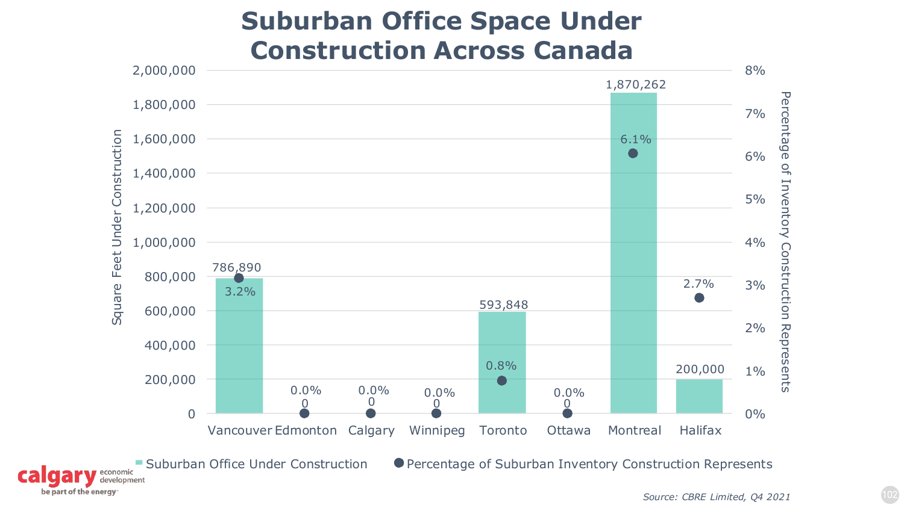# Suburban Office Space Under Construction Across Canada

| City | Suburban Office Under Construction (Square Feet) | Percentage of Suburban Inventory Construction Represents |
| --- | --- | --- |
| Vancouver | 786,890 | 3.2% |
| Edmonton | 0 | 0.0% |
| Calgary | 0 | 0.0% |
| Winnipeg | 0 | 0.0% |
| Toronto | 593,848 | 0.8% |
| Ottawa | 0 | 0.0% |
| Montreal | 1,870,262 | 6.1% |
| Halifax | 200,000 | 2.7% |

*Source: CBRE Limited, Q4 2021*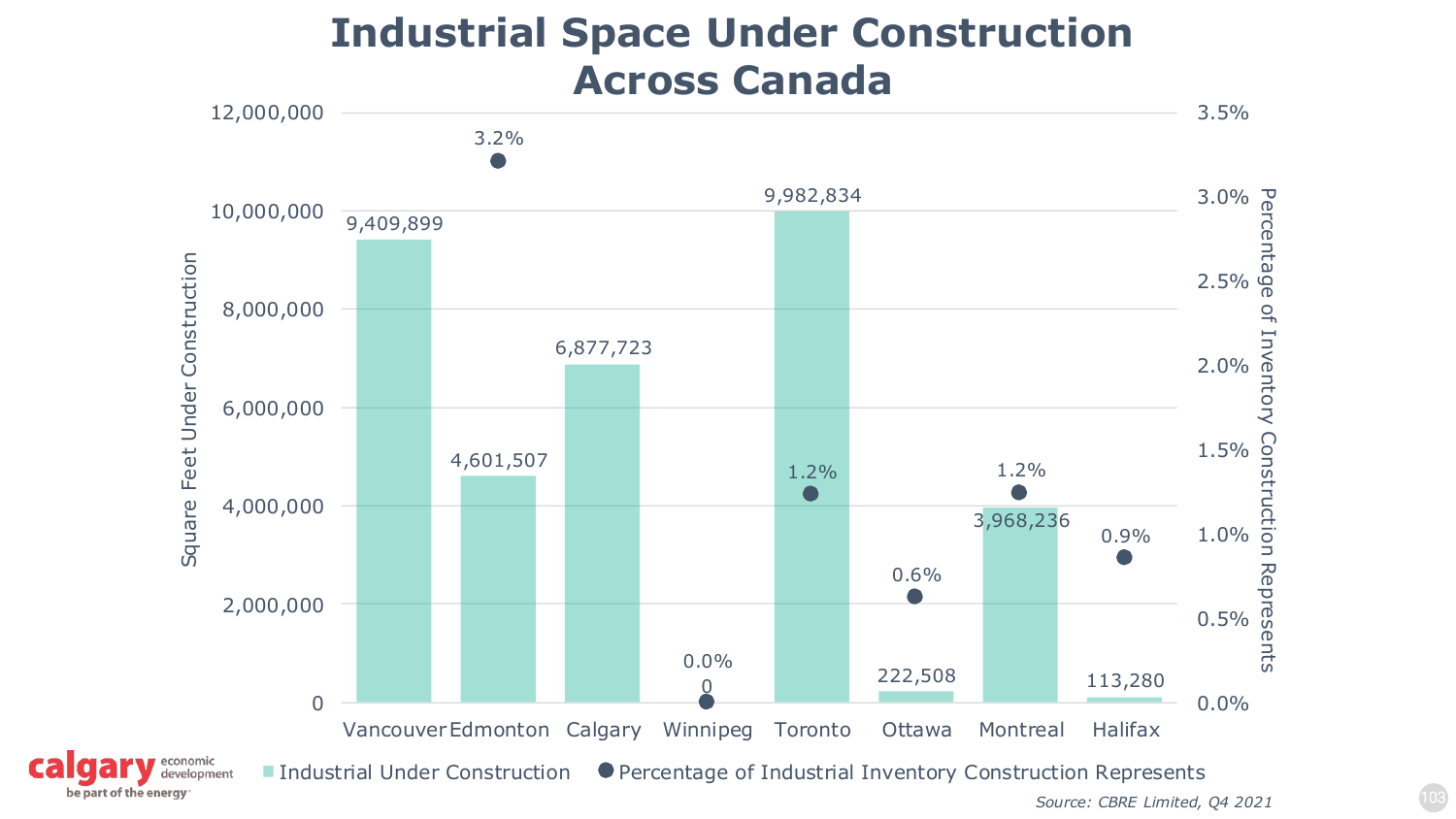# Industrial Space Under Construction Across Canada

| City | Industrial Under Construction (Square Feet) | Percentage of Industrial Inventory Construction Represents |
|---|---|---|
| Vancouver | 9,409,899 | |
| Edmonton | 4,601,507 | 3.2% |
| Calgary | 6,877,723 | |
| Winnipeg | 0 | 0.0% |
| Toronto | 9,982,834 | 1.2% |
| Ottawa | 222,508 | 0.6% |
| Montreal | 3,968,236 | 1.2% |
| Halifax | 113,280 | 0.9% |

*Source: CBRE Limited, Q4 2021*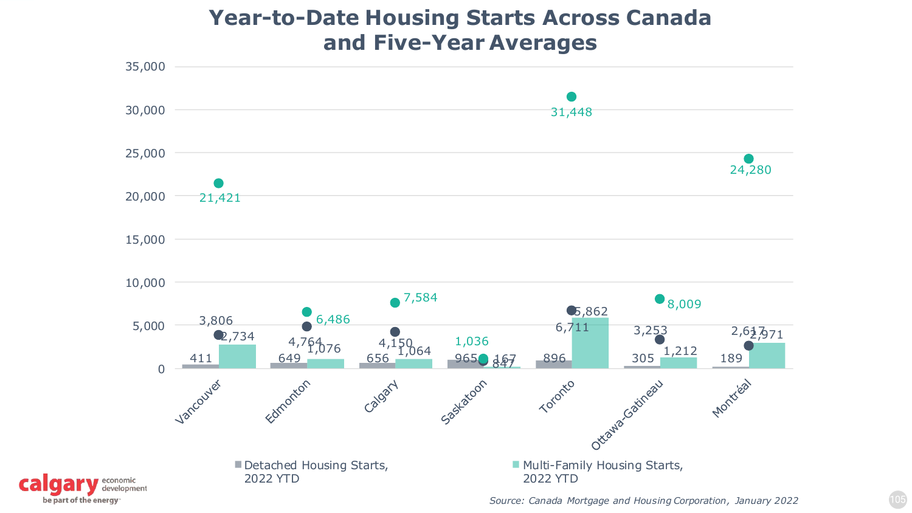# Year-to-Date Housing Starts Across Canada and Five-Year Averages

| City | Detached Housing Starts, 2022 YTD | Multi-Family Housing Starts, 2022 YTD | Detached Five-Year Average | Multi-Family Five-Year Average |
|---|---|---|---|---|
| Vancouver | 411 | 2,734 | 3,806 | 21,421 |
| Edmonton | 649 | 1,076 | 4,764 | 6,486 |
| Calgary | 656 | 1,064 | 4,150 | 7,584 |
| Saskatoon | 965 | 167 | 847 | 1,036 |
| Toronto | 896 | 5,862 | 6,711 | 31,448 |
| Ottawa-Gatineau | 305 | 1,212 | 3,253 | 8,009 |
| Montréal | 189 | 2,971 | 2,617 | 24,280 |

Note: The five-year average columns are the chart's unlabeled markers; the detached/multi-family assignment is inferred from their colours.

Legend: Detached Housing Starts, 2022 YTD; Multi-Family Housing Starts, 2022 YTD

*Source: Canada Mortgage and Housing Corporation, January 2022*

calgary economic development — be part of the energy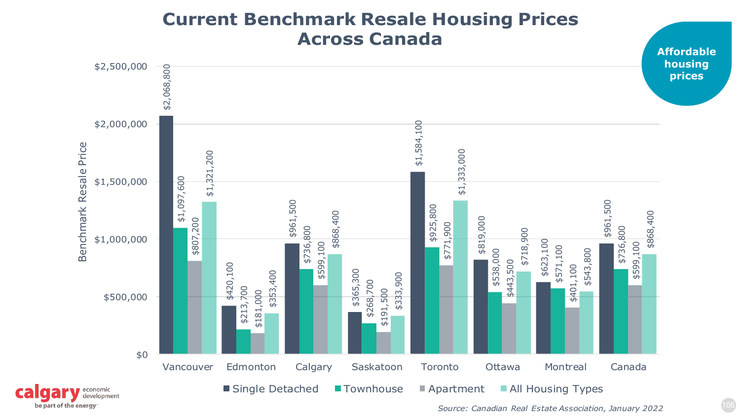# Current Benchmark Resale Housing Prices Across Canada

**Affordable housing prices**

| Benchmark Resale Price | Single Detached | Townhouse | Apartment | All Housing Types |
|---|---|---|---|---|
| Vancouver | $2,068,800 | $1,097,600 | $807,200 | $1,321,200 |
| Edmonton | $420,100 | $213,700 | $181,000 | $353,400 |
| Calgary | $961,500 | $736,800 | $599,100 | $868,400 |
| Saskatoon | $365,300 | $268,700 | $191,500 | $333,900 |
| Toronto | $1,584,100 | $925,800 | $771,900 | $1,333,000 |
| Ottawa | $819,000 | $538,000 | $443,500 | $718,900 |
| Montreal | $623,100 | $571,100 | $401,100 | $543,800 |
| Canada | $961,500 | $736,800 | $599,100 | $868,400 |

*Source: Canadian Real Estate Association, January 2022*

calgary economic development
be part of the energy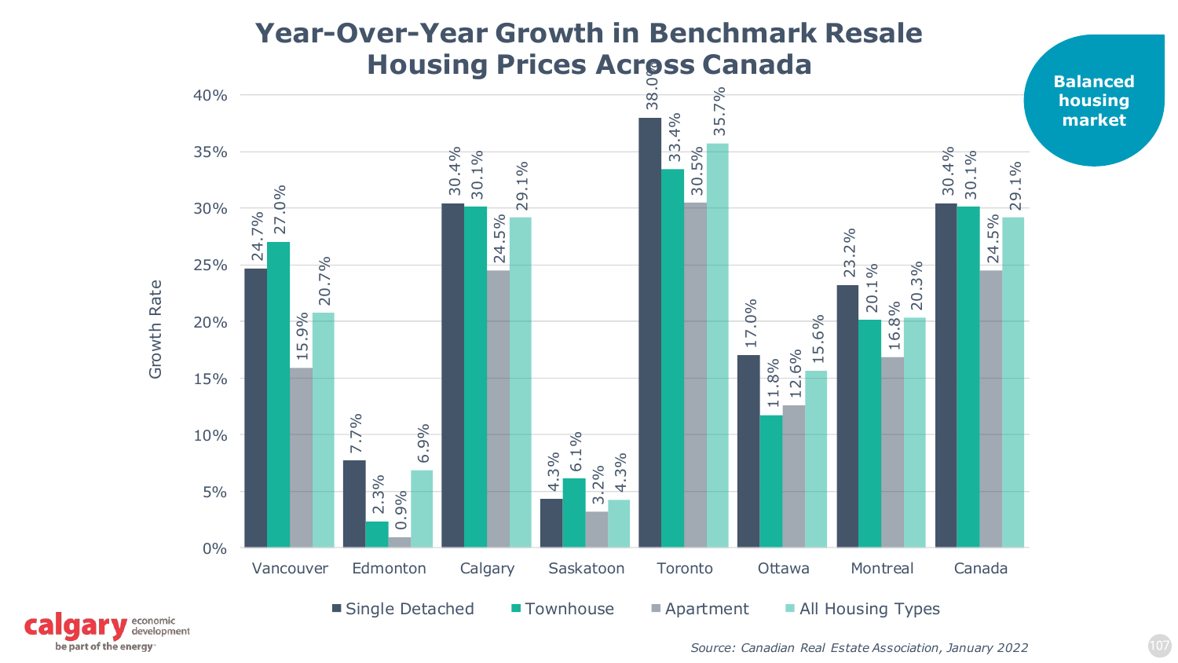# Year-Over-Year Growth in Benchmark Resale Housing Prices Across Canada

**Balanced housing market**

| City | Single Detached | Townhouse | Apartment | All Housing Types |
|---|---|---|---|---|
| Vancouver | 24.7% | 27.0% | 15.9% | 20.7% |
| Edmonton | 7.7% | 2.3% | 0.9% | 6.9% |
| Calgary | 30.4% | 30.1% | 24.5% | 29.1% |
| Saskatoon | 4.3% | 6.1% | 3.2% | 4.3% |
| Toronto | 38.0% | 33.4% | 30.5% | 35.7% |
| Ottawa | 17.0% | 11.8% | 12.6% | 15.6% |
| Montreal | 23.2% | 20.1% | 16.8% | 20.3% |
| Canada | 30.4% | 30.1% | 24.5% | 29.1% |

*Source: Canadian Real Estate Association, January 2022*

calgary economic development — be part of the energy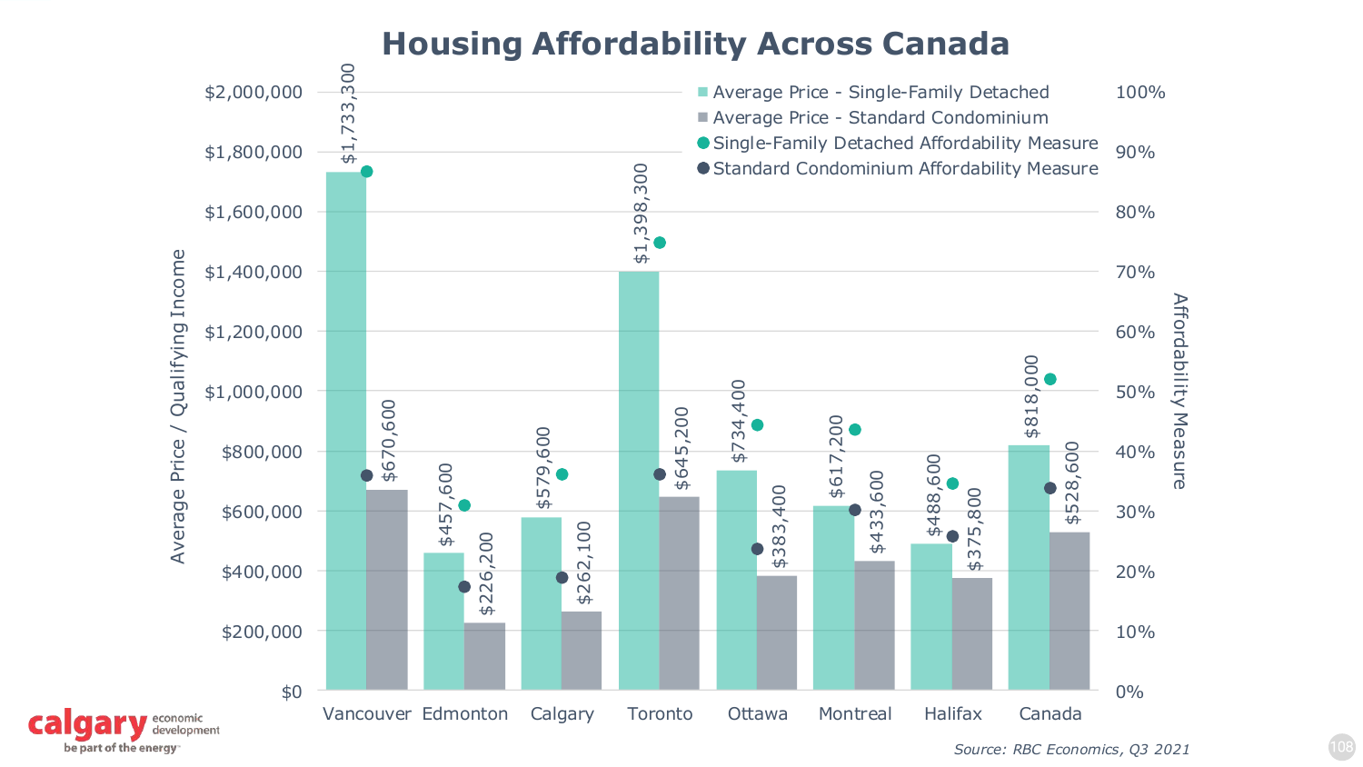# Housing Affordability Across Canada

| | Average Price - Single-Family Detached | Average Price - Standard Condominium |
|---|---|---|
| Vancouver | $1,733,300 | $670,600 |
| Edmonton | $457,600 | $226,200 |
| Calgary | $579,600 | $262,100 |
| Toronto | $1,398,300 | $645,200 |
| Ottawa | $734,400 | $383,400 |
| Montreal | $617,200 | $433,600 |
| Halifax | $488,600 | $375,800 |
| Canada | $818,000 | $528,600 |

Average Price / Qualifying Income ($0 – $2,000,000)

Affordability Measure (0% – 100%)

Legend: Average Price - Single-Family Detached; Average Price - Standard Condominium; Single-Family Detached Affordability Measure; Standard Condominium Affordability Measure

Source: RBC Economics, Q3 2021

calgary economic development — be part of the energy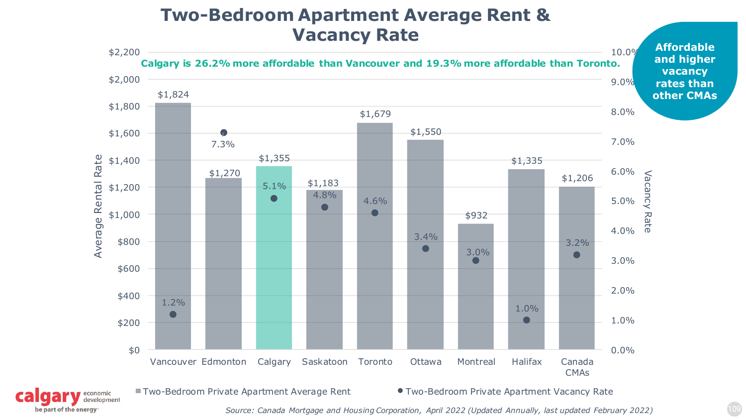# Two-Bedroom Apartment Average Rent & Vacancy Rate

**Calgary is 26.2% more affordable than Vancouver and 19.3% more affordable than Toronto.**

**Affordable and higher vacancy rates than other CMAs**

| | Vancouver | Edmonton | Calgary | Saskatoon | Toronto | Ottawa | Montreal | Halifax | Canada CMAs |
|---|---|---|---|---|---|---|---|---|---|
| Two-Bedroom Private Apartment Average Rent | $1,824 | $1,270 | $1,355 | $1,183 | $1,679 | $1,550 | $932 | $1,335 | $1,206 |
| Two-Bedroom Private Apartment Vacancy Rate | 1.2% | 7.3% | 5.1% | 4.8% | 4.6% | 3.4% | 3.0% | 1.0% | 3.2% |

*Source: Canada Mortgage and Housing Corporation, April 2022 (Updated Annually, last updated February 2022)*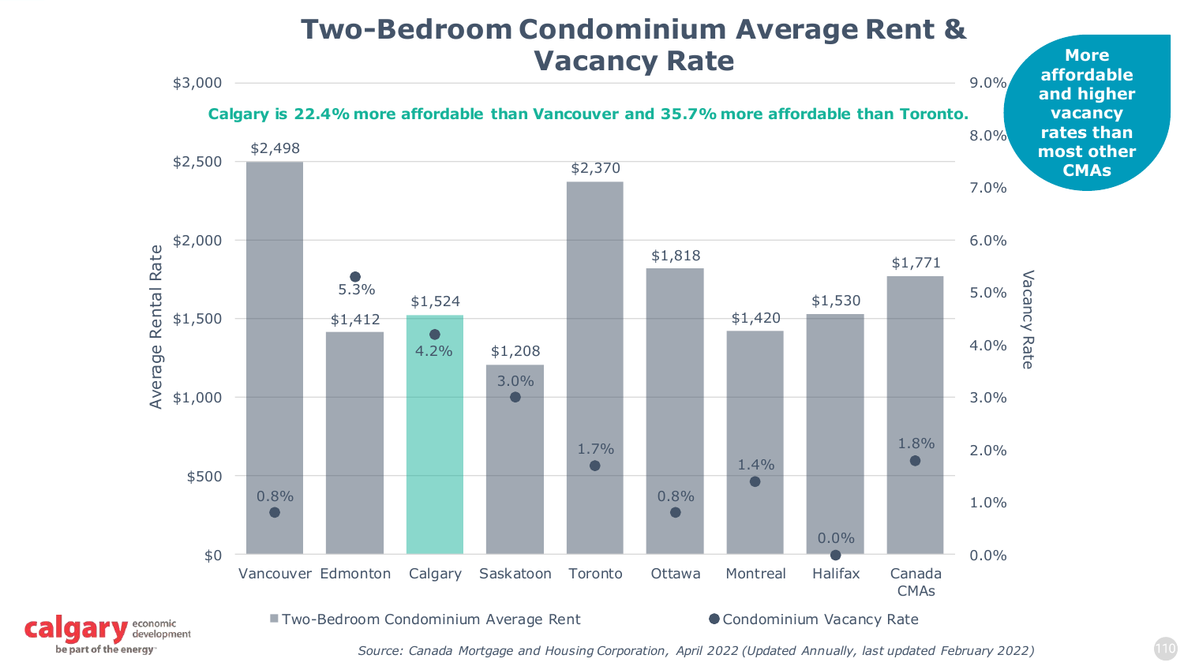# Two-Bedroom Condominium Average Rent & Vacancy Rate

**Calgary is 22.4% more affordable than Vancouver and 35.7% more affordable than Toronto.**

**More affordable and higher vacancy rates than most other CMAs**

| CMA | Two-Bedroom Condominium Average Rent | Condominium Vacancy Rate |
|---|---|---|
| Vancouver | $2,498 | 0.8% |
| Edmonton | $1,412 | 5.3% |
| Calgary | $1,524 | 4.2% |
| Saskatoon | $1,208 | 3.0% |
| Toronto | $2,370 | 1.7% |
| Ottawa | $1,818 | 0.8% |
| Montreal | $1,420 | 1.4% |
| Halifax | $1,530 | 0.0% |
| Canada CMAs | $1,771 | 1.8% |

*Source: Canada Mortgage and Housing Corporation, April 2022 (Updated Annually, last updated February 2022)*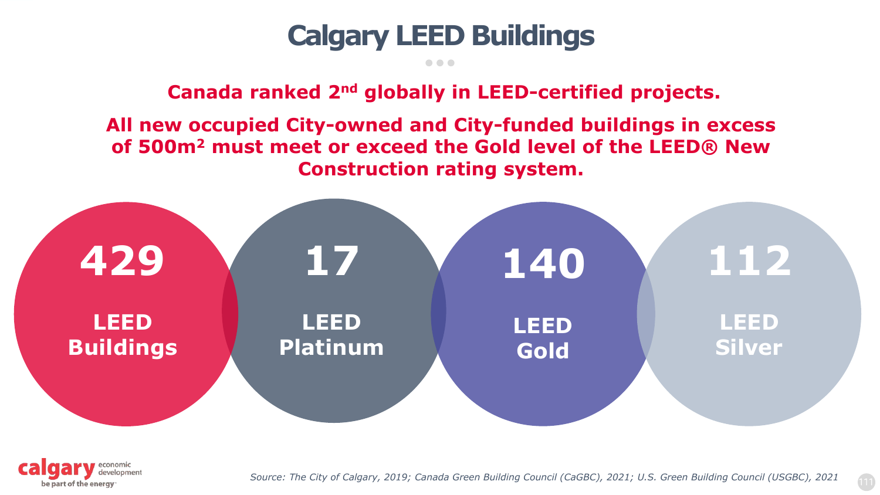# Calgary LEED Buildings

**Canada ranked 2nd globally in LEED-certified projects.**

**All new occupied City-owned and City-funded buildings in excess of 500m$^2$ must meet or exceed the Gold level of the LEED® New Construction rating system.**

**429** LEED Buildings

**17** LEED Platinum

**140** LEED Gold

**112** LEED Silver

*Source: The City of Calgary, 2019; Canada Green Building Council (CaGBC), 2021; U.S. Green Building Council (USGBC), 2021*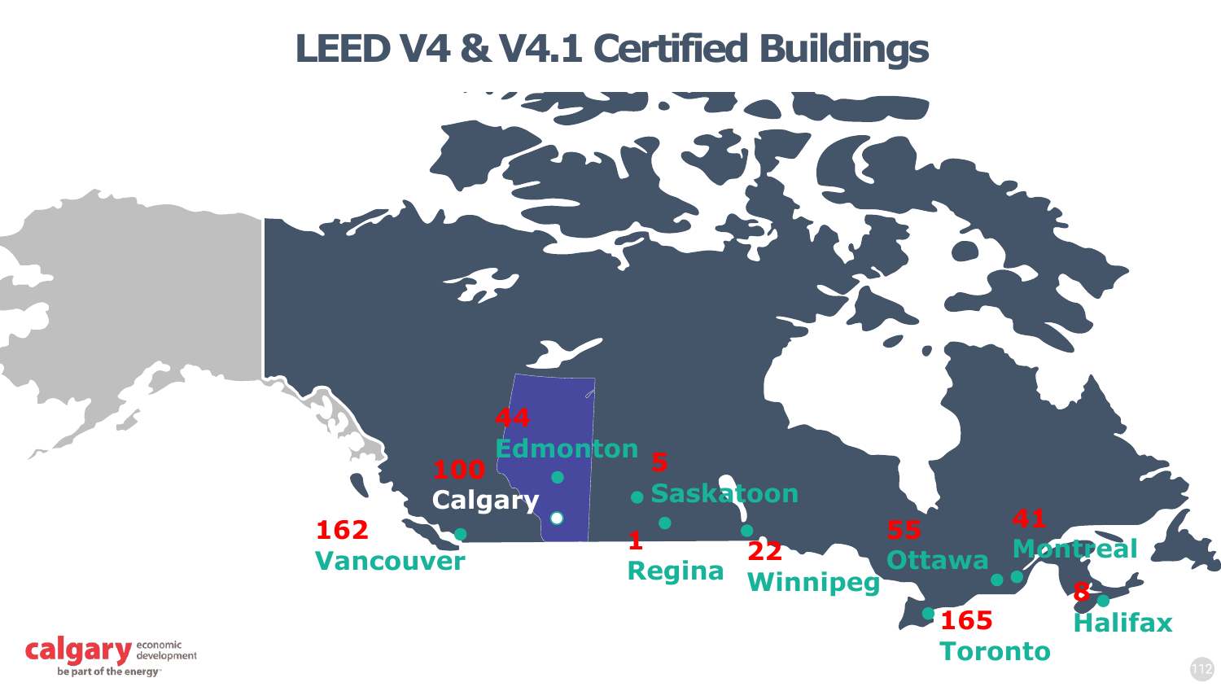# LEED V4 & V4.1 Certified Buildings

| City | Buildings |
| --- | --- |
| Vancouver | 162 |
| Calgary | 100 |
| Edmonton | 44 |
| Saskatoon | 5 |
| Regina | 1 |
| Winnipeg | 22 |
| Toronto | 165 |
| Ottawa | 55 |
| Montreal | 41 |
| Halifax | 8 |

calgary economic development
be part of the energy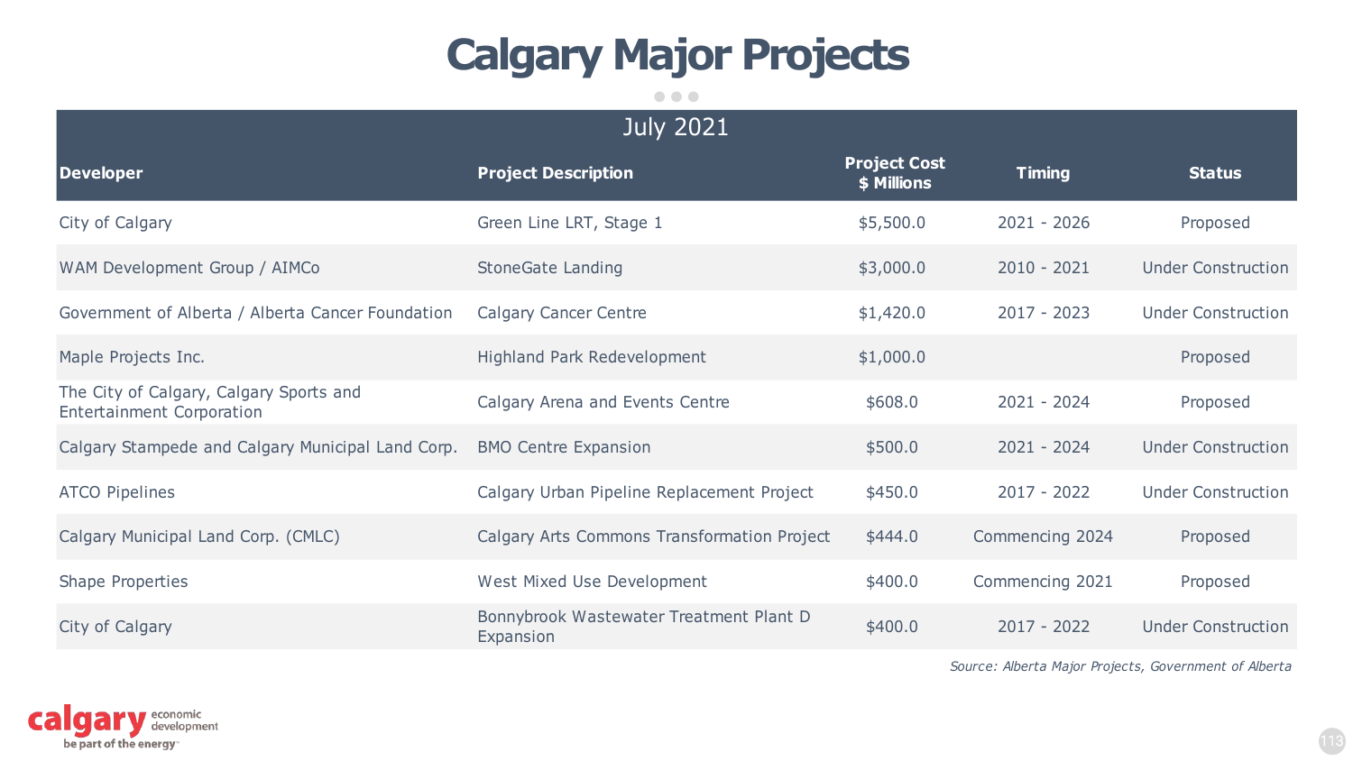# Calgary Major Projects

| July 2021 | | | | |
|---|---|---|---|---|
| **Developer** | **Project Description** | **Project Cost $ Millions** | **Timing** | **Status** |
| City of Calgary | Green Line LRT, Stage 1 | $5,500.0 | 2021 - 2026 | Proposed |
| WAM Development Group / AIMCo | StoneGate Landing | $3,000.0 | 2010 - 2021 | Under Construction |
| Government of Alberta / Alberta Cancer Foundation | Calgary Cancer Centre | $1,420.0 | 2017 - 2023 | Under Construction |
| Maple Projects Inc. | Highland Park Redevelopment | $1,000.0 | | Proposed |
| The City of Calgary, Calgary Sports and Entertainment Corporation | Calgary Arena and Events Centre | $608.0 | 2021 - 2024 | Proposed |
| Calgary Stampede and Calgary Municipal Land Corp. | BMO Centre Expansion | $500.0 | 2021 - 2024 | Under Construction |
| ATCO Pipelines | Calgary Urban Pipeline Replacement Project | $450.0 | 2017 - 2022 | Under Construction |
| Calgary Municipal Land Corp. (CMLC) | Calgary Arts Commons Transformation Project | $444.0 | Commencing 2024 | Proposed |
| Shape Properties | West Mixed Use Development | $400.0 | Commencing 2021 | Proposed |
| City of Calgary | Bonnybrook Wastewater Treatment Plant D Expansion | $400.0 | 2017 - 2022 | Under Construction |

*Source: Alberta Major Projects, Government of Alberta*

calgary economic development — be part of the energy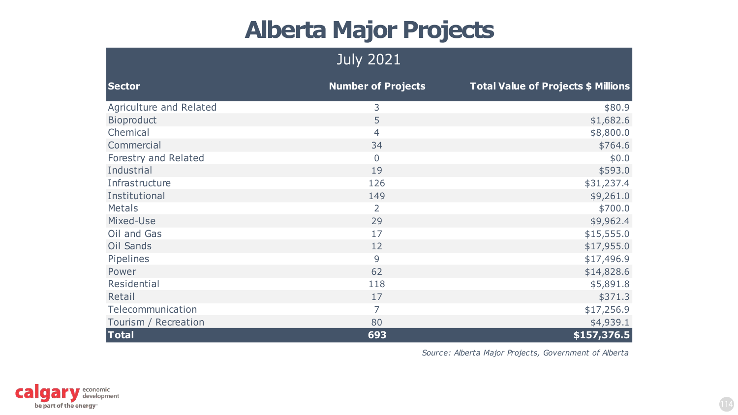# Alberta Major Projects

| July 2021 | | |
|---|---|---|
| **Sector** | **Number of Projects** | **Total Value of Projects $ Millions** |
| Agriculture and Related | 3 | $80.9 |
| Bioproduct | 5 | $1,682.6 |
| Chemical | 4 | $8,800.0 |
| Commercial | 34 | $764.6 |
| Forestry and Related | 0 | $0.0 |
| Industrial | 19 | $593.0 |
| Infrastructure | 126 | $31,237.4 |
| Institutional | 149 | $9,261.0 |
| Metals | 2 | $700.0 |
| Mixed-Use | 29 | $9,962.4 |
| Oil and Gas | 17 | $15,555.0 |
| Oil Sands | 12 | $17,955.0 |
| Pipelines | 9 | $17,496.9 |
| Power | 62 | $14,828.6 |
| Residential | 118 | $5,891.8 |
| Retail | 17 | $371.3 |
| Telecommunication | 7 | $17,256.9 |
| Tourism / Recreation | 80 | $4,939.1 |
| **Total** | **693** | **$157,376.5** |

*Source: Alberta Major Projects, Government of Alberta*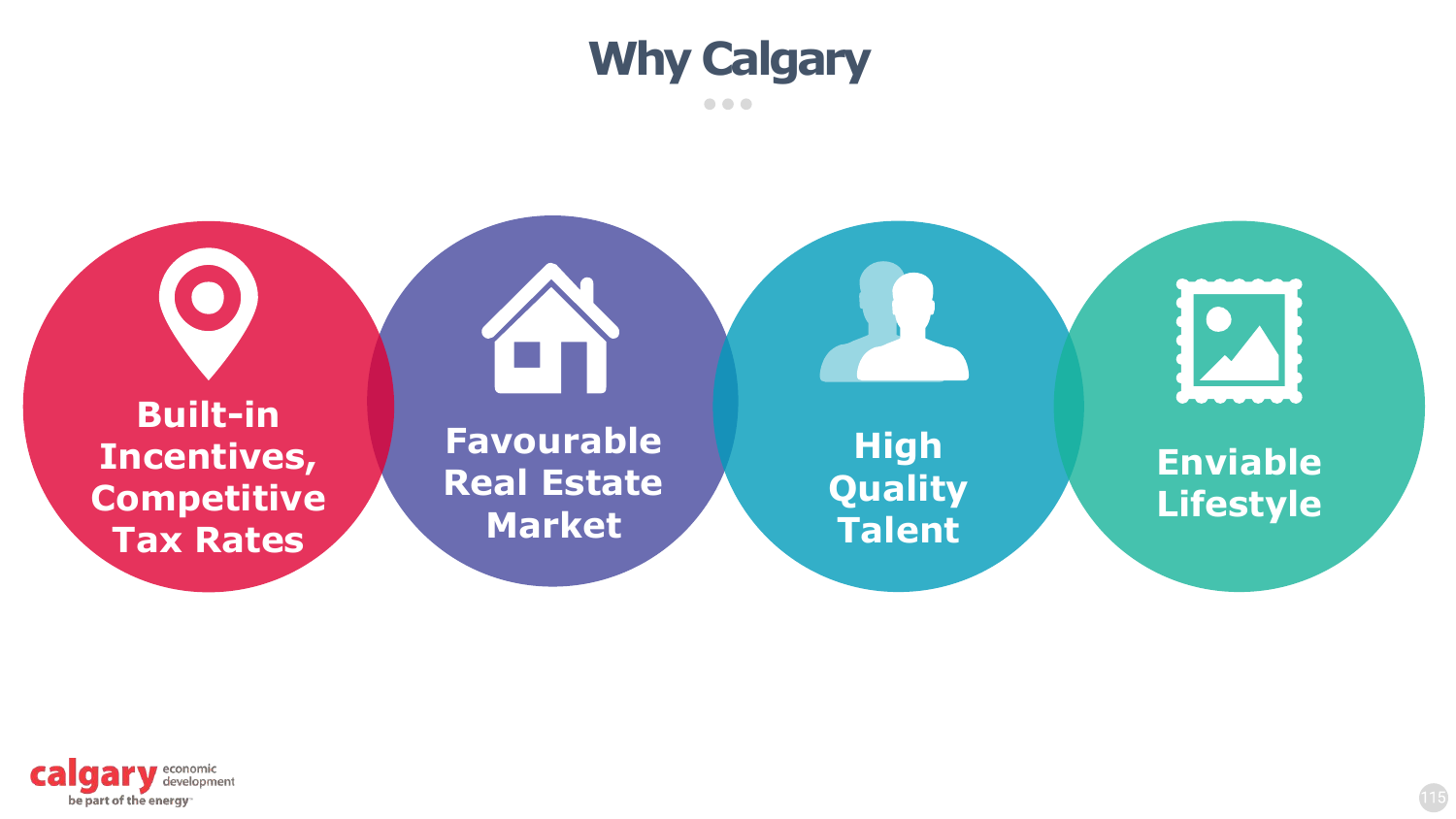# Why Calgary

- **Built-in Incentives, Competitive Tax Rates**
- **Favourable Real Estate Market**
- **High Quality Talent**
- **Enviable Lifestyle**

calgary economic development
be part of the energy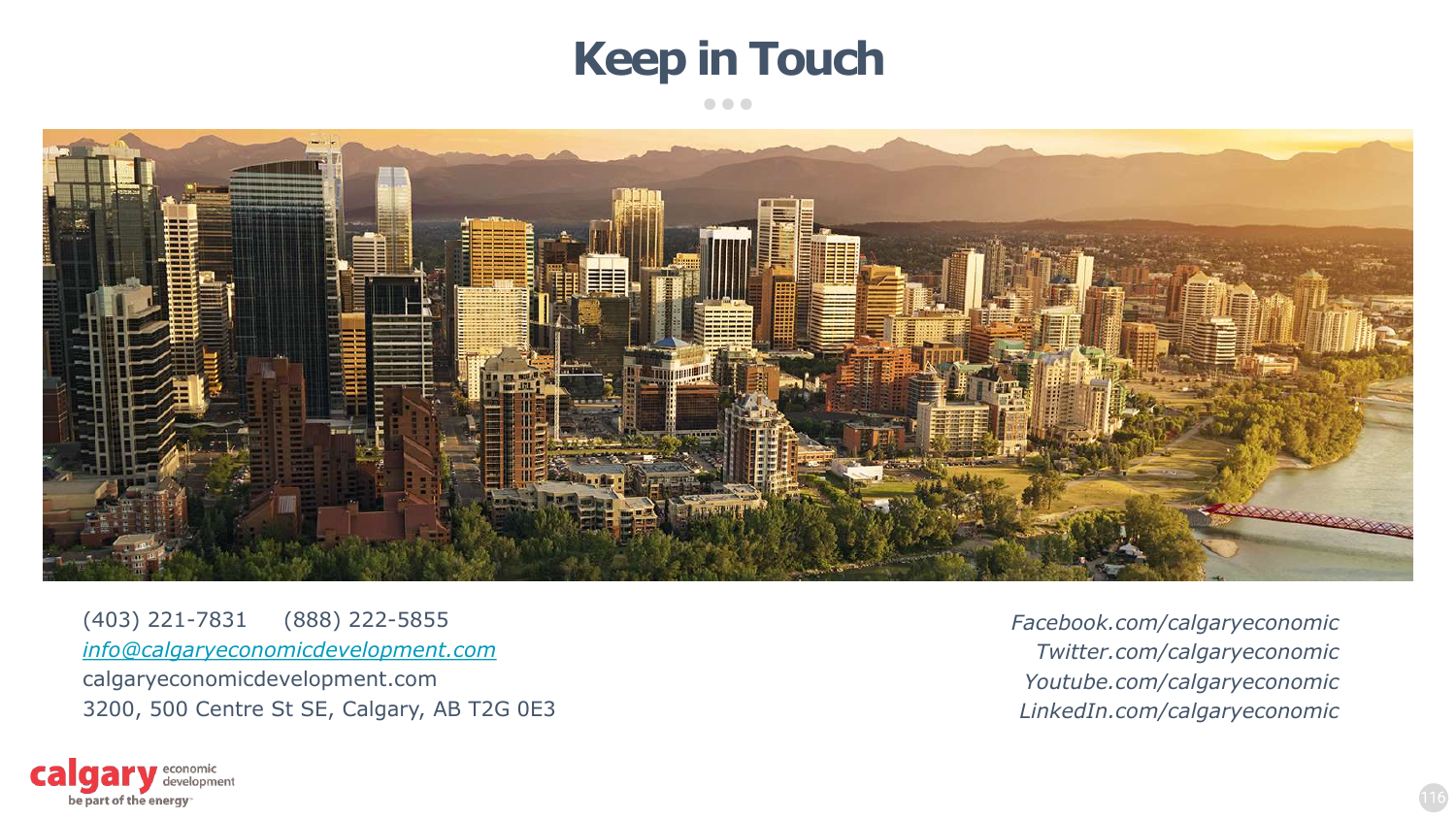# Keep in Touch

(403) 221-7831 (888) 222-5855

*info@calgaryeconomicdevelopment.com*

calgaryeconomicdevelopment.com

3200, 500 Centre St SE, Calgary, AB T2G 0E3

*Facebook.com/calgaryeconomic*

*Twitter.com/calgaryeconomic*

*Youtube.com/calgaryeconomic*

*LinkedIn.com/calgaryeconomic*

calgary economic development

be part of the energy™